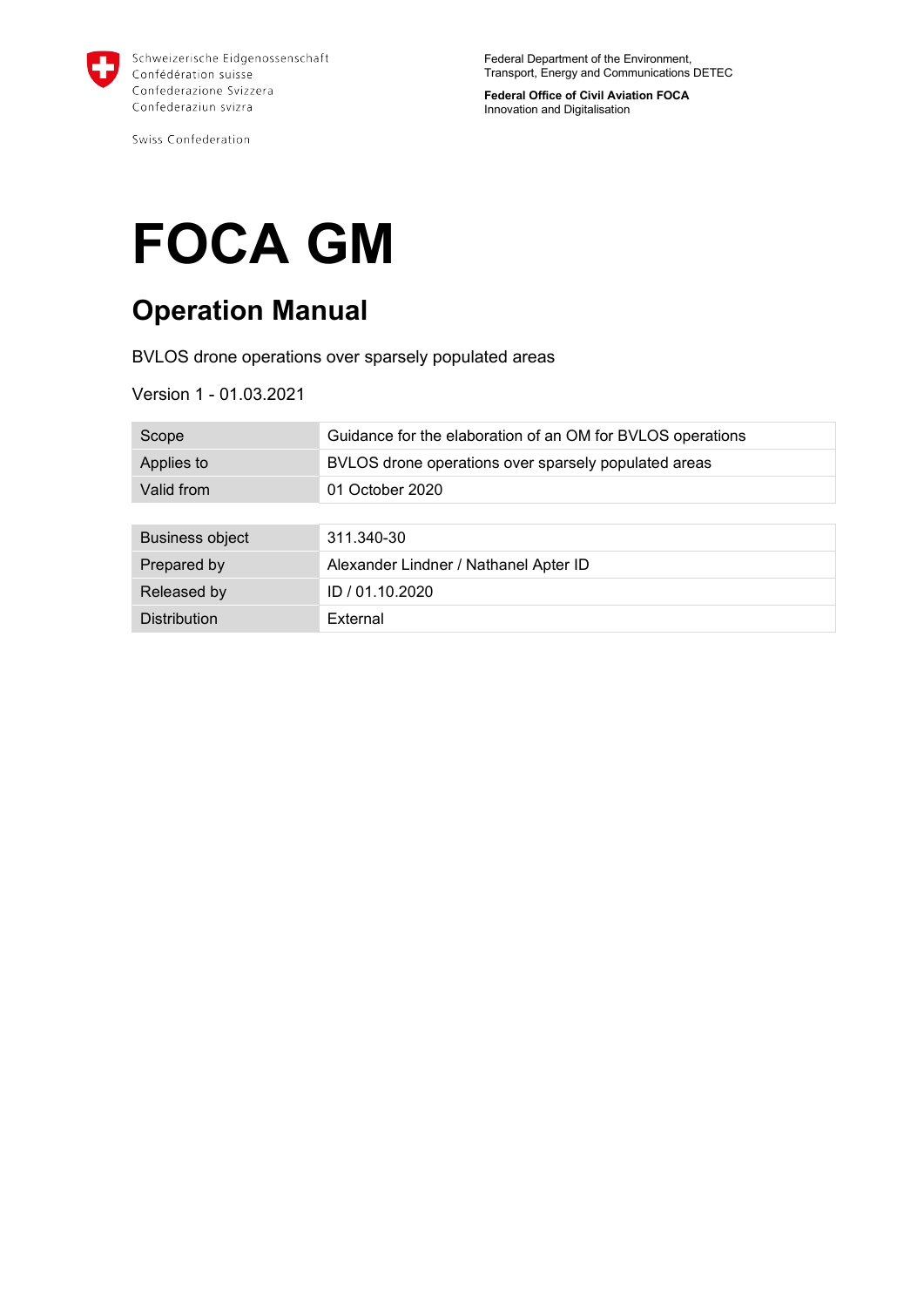Schweizerische Eidgenossenschaft
Confédération suisse
Confederazione Svizzera
Confederaziun svizra

Swiss Confederation

Federal Department of the Environment,
Transport, Energy and Communications DETEC

**Federal Office of Civil Aviation FOCA**
Innovation and Digitalisation

# FOCA GM

## Operation Manual

BVLOS drone operations over sparsely populated areas

Version 1 - 01.03.2021

| | |
|---|---|
| Scope | Guidance for the elaboration of an OM for BVLOS operations |
| Applies to | BVLOS drone operations over sparsely populated areas |
| Valid from | 01 October 2020 |

| | |
|---|---|
| Business object | 311.340-30 |
| Prepared by | Alexander Lindner / Nathanel Apter ID |
| Released by | ID / 01.10.2020 |
| Distribution | External |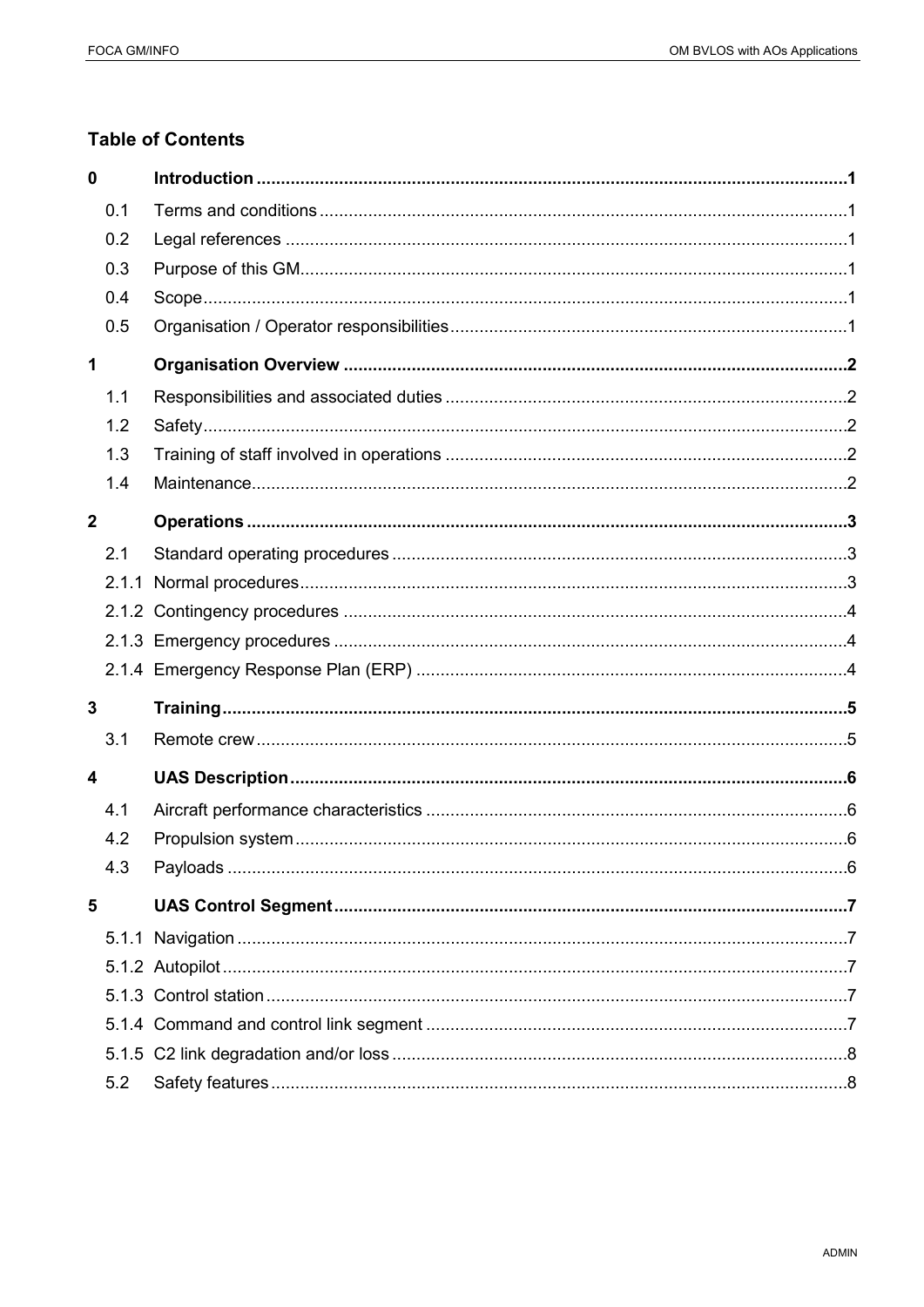## Table of Contents

**0 Introduction** ........ **1**

- 0.1 Terms and conditions ........ 1
- 0.2 Legal references ........ 1
- 0.3 Purpose of this GM ........ 1
- 0.4 Scope ........ 1
- 0.5 Organisation / Operator responsibilities ........ 1

**1 Organisation Overview** ........ **2**

- 1.1 Responsibilities and associated duties ........ 2
- 1.2 Safety ........ 2
- 1.3 Training of staff involved in operations ........ 2
- 1.4 Maintenance ........ 2

**2 Operations** ........ **3**

- 2.1 Standard operating procedures ........ 3
- 2.1.1 Normal procedures ........ 3
- 2.1.2 Contingency procedures ........ 4
- 2.1.3 Emergency procedures ........ 4
- 2.1.4 Emergency Response Plan (ERP) ........ 4

**3 Training** ........ **5**

- 3.1 Remote crew ........ 5

**4 UAS Description** ........ **6**

- 4.1 Aircraft performance characteristics ........ 6
- 4.2 Propulsion system ........ 6
- 4.3 Payloads ........ 6

**5 UAS Control Segment** ........ **7**

- 5.1.1 Navigation ........ 7
- 5.1.2 Autopilot ........ 7
- 5.1.3 Control station ........ 7
- 5.1.4 Command and control link segment ........ 7
- 5.1.5 C2 link degradation and/or loss ........ 8
- 5.2 Safety features ........ 8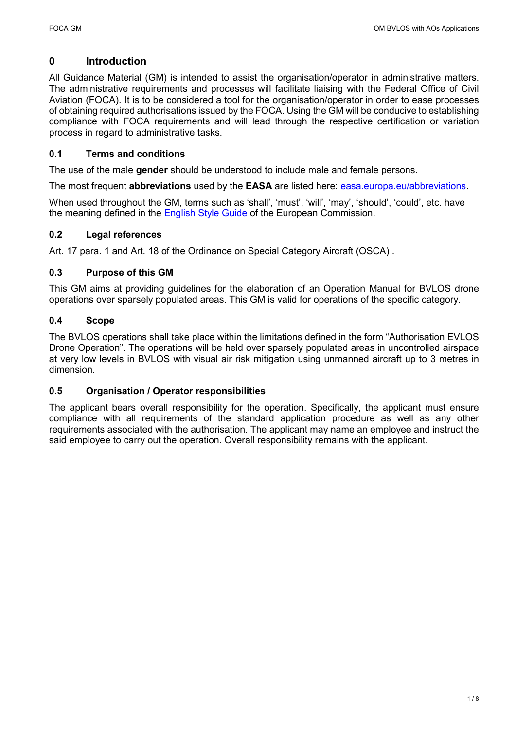# 0 Introduction

All Guidance Material (GM) is intended to assist the organisation/operator in administrative matters. The administrative requirements and processes will facilitate liaising with the Federal Office of Civil Aviation (FOCA). It is to be considered a tool for the organisation/operator in order to ease processes of obtaining required authorisations issued by the FOCA. Using the GM will be conducive to establishing compliance with FOCA requirements and will lead through the respective certification or variation process in regard to administrative tasks.

## 0.1 Terms and conditions

The use of the male **gender** should be understood to include male and female persons.

The most frequent **abbreviations** used by the **EASA** are listed here: [easa.europa.eu/abbreviations](easa.europa.eu/abbreviations).

When used throughout the GM, terms such as 'shall', 'must', 'will', 'may', 'should', 'could', etc. have the meaning defined in the English Style Guide of the European Commission.

## 0.2 Legal references

Art. 17 para. 1 and Art. 18 of the Ordinance on Special Category Aircraft (OSCA) .

## 0.3 Purpose of this GM

This GM aims at providing guidelines for the elaboration of an Operation Manual for BVLOS drone operations over sparsely populated areas. This GM is valid for operations of the specific category.

## 0.4 Scope

The BVLOS operations shall take place within the limitations defined in the form "Authorisation EVLOS Drone Operation". The operations will be held over sparsely populated areas in uncontrolled airspace at very low levels in BVLOS with visual air risk mitigation using unmanned aircraft up to 3 metres in dimension.

## 0.5 Organisation / Operator responsibilities

The applicant bears overall responsibility for the operation. Specifically, the applicant must ensure compliance with all requirements of the standard application procedure as well as any other requirements associated with the authorisation. The applicant may name an employee and instruct the said employee to carry out the operation. Overall responsibility remains with the applicant.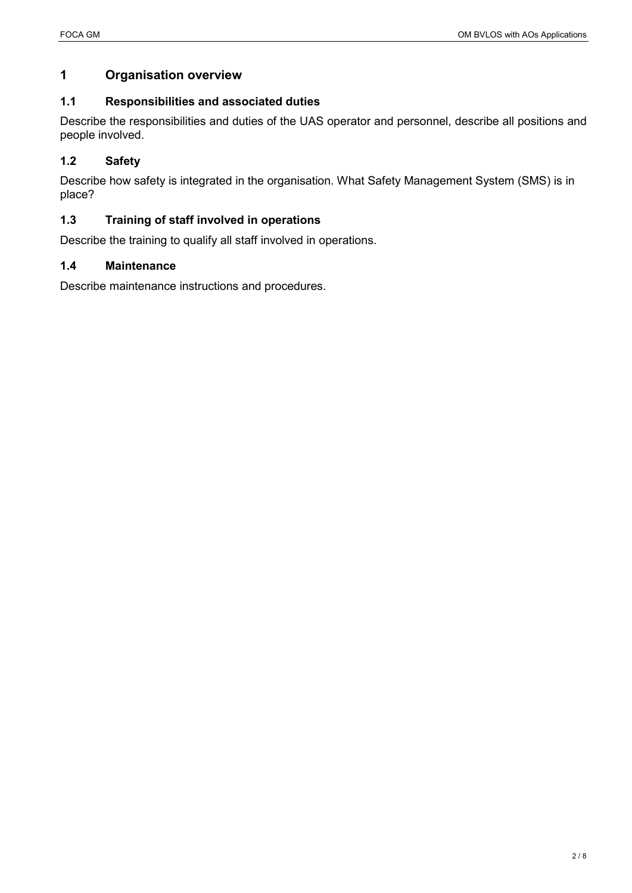# 1 Organisation overview

## 1.1 Responsibilities and associated duties

Describe the responsibilities and duties of the UAS operator and personnel, describe all positions and people involved.

## 1.2 Safety

Describe how safety is integrated in the organisation. What Safety Management System (SMS) is in place?

## 1.3 Training of staff involved in operations

Describe the training to qualify all staff involved in operations.

## 1.4 Maintenance

Describe maintenance instructions and procedures.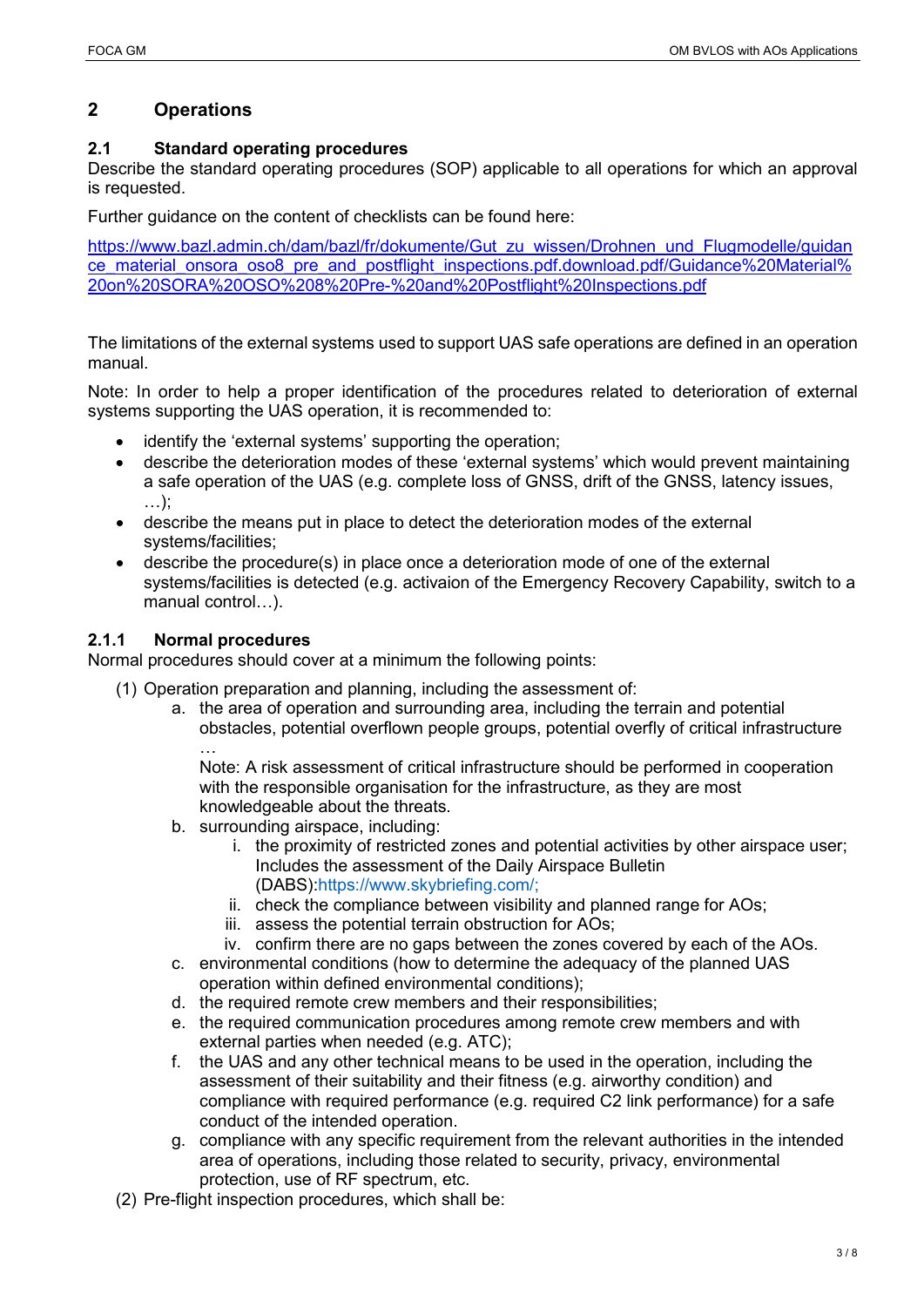## 2 Operations

### 2.1 Standard operating procedures

Describe the standard operating procedures (SOP) applicable to all operations for which an approval is requested.

Further guidance on the content of checklists can be found here:

https://www.bazl.admin.ch/dam/bazl/fr/dokumente/Gut_zu_wissen/Drohnen_und_Flugmodelle/guidance_material_onsora_oso8_pre_and_postflight_inspections.pdf.download.pdf/Guidance%20Material%20on%20SORA%20OSO%208%20Pre-%20and%20Postflight%20Inspections.pdf

The limitations of the external systems used to support UAS safe operations are defined in an operation manual.

Note: In order to help a proper identification of the procedures related to deterioration of external systems supporting the UAS operation, it is recommended to:

- identify the 'external systems' supporting the operation;
- describe the deterioration modes of these 'external systems' which would prevent maintaining a safe operation of the UAS (e.g. complete loss of GNSS, drift of the GNSS, latency issues, …);
- describe the means put in place to detect the deterioration modes of the external systems/facilities;
- describe the procedure(s) in place once a deterioration mode of one of the external systems/facilities is detected (e.g. activaion of the Emergency Recovery Capability, switch to a manual control…).

#### 2.1.1 Normal procedures

Normal procedures should cover at a minimum the following points:

(1) Operation preparation and planning, including the assessment of:

a. the area of operation and surrounding area, including the terrain and potential obstacles, potential overflown people groups, potential overfly of critical infrastructure …

   Note: A risk assessment of critical infrastructure should be performed in cooperation with the responsible organisation for the infrastructure, as they are most knowledgeable about the threats.

b. surrounding airspace, including:

   i. the proximity of restricted zones and potential activities by other airspace user; Includes the assessment of the Daily Airspace Bulletin (DABS):https://www.skybriefing.com/;

   ii. check the compliance between visibility and planned range for AOs;

   iii. assess the potential terrain obstruction for AOs;

   iv. confirm there are no gaps between the zones covered by each of the AOs.

c. environmental conditions (how to determine the adequacy of the planned UAS operation within defined environmental conditions);

d. the required remote crew members and their responsibilities;

e. the required communication procedures among remote crew members and with external parties when needed (e.g. ATC);

f. the UAS and any other technical means to be used in the operation, including the assessment of their suitability and their fitness (e.g. airworthy condition) and compliance with required performance (e.g. required C2 link performance) for a safe conduct of the intended operation.

g. compliance with any specific requirement from the relevant authorities in the intended area of operations, including those related to security, privacy, environmental protection, use of RF spectrum, etc.

(2) Pre-flight inspection procedures, which shall be: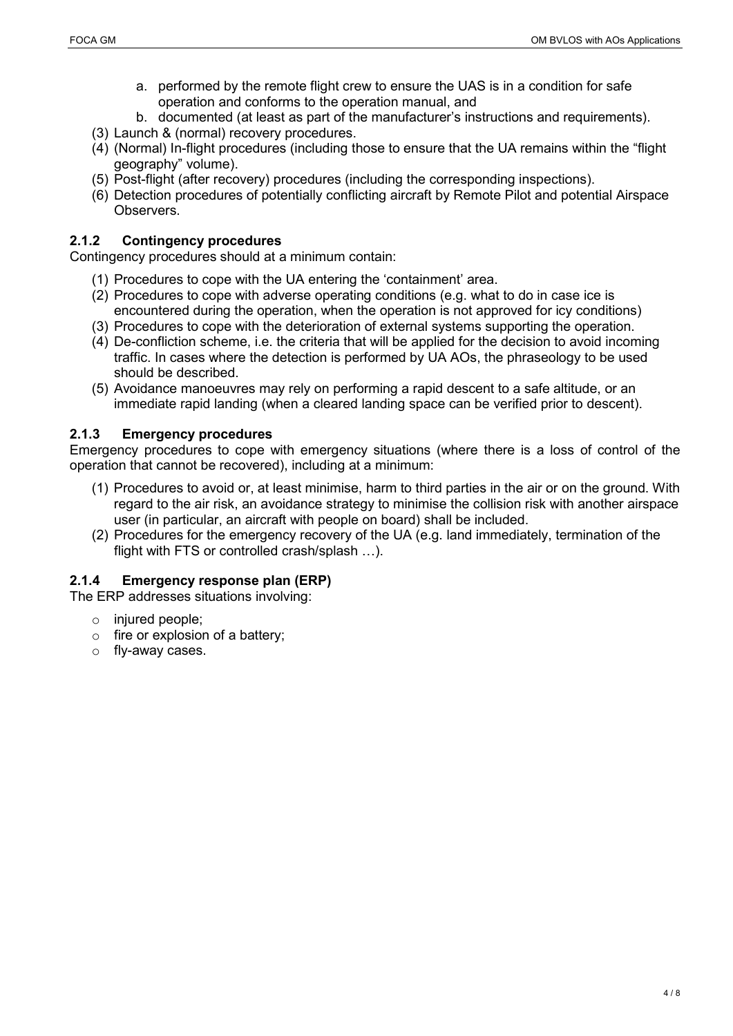a. performed by the remote flight crew to ensure the UAS is in a condition for safe operation and conforms to the operation manual, and
   b. documented (at least as part of the manufacturer's instructions and requirements).

(3) Launch & (normal) recovery procedures.

(4) (Normal) In-flight procedures (including those to ensure that the UA remains within the "flight geography" volume).

(5) Post-flight (after recovery) procedures (including the corresponding inspections).

(6) Detection procedures of potentially conflicting aircraft by Remote Pilot and potential Airspace Observers.

### 2.1.2 Contingency procedures

Contingency procedures should at a minimum contain:

(1) Procedures to cope with the UA entering the 'containment' area.

(2) Procedures to cope with adverse operating conditions (e.g. what to do in case ice is encountered during the operation, when the operation is not approved for icy conditions)

(3) Procedures to cope with the deterioration of external systems supporting the operation.

(4) De-confliction scheme, i.e. the criteria that will be applied for the decision to avoid incoming traffic. In cases where the detection is performed by UA AOs, the phraseology to be used should be described.

(5) Avoidance manoeuvres may rely on performing a rapid descent to a safe altitude, or an immediate rapid landing (when a cleared landing space can be verified prior to descent).

### 2.1.3 Emergency procedures

Emergency procedures to cope with emergency situations (where there is a loss of control of the operation that cannot be recovered), including at a minimum:

(1) Procedures to avoid or, at least minimise, harm to third parties in the air or on the ground. With regard to the air risk, an avoidance strategy to minimise the collision risk with another airspace user (in particular, an aircraft with people on board) shall be included.

(2) Procedures for the emergency recovery of the UA (e.g. land immediately, termination of the flight with FTS or controlled crash/splash …).

### 2.1.4 Emergency response plan (ERP)

The ERP addresses situations involving:

- injured people;
- fire or explosion of a battery;
- fly-away cases.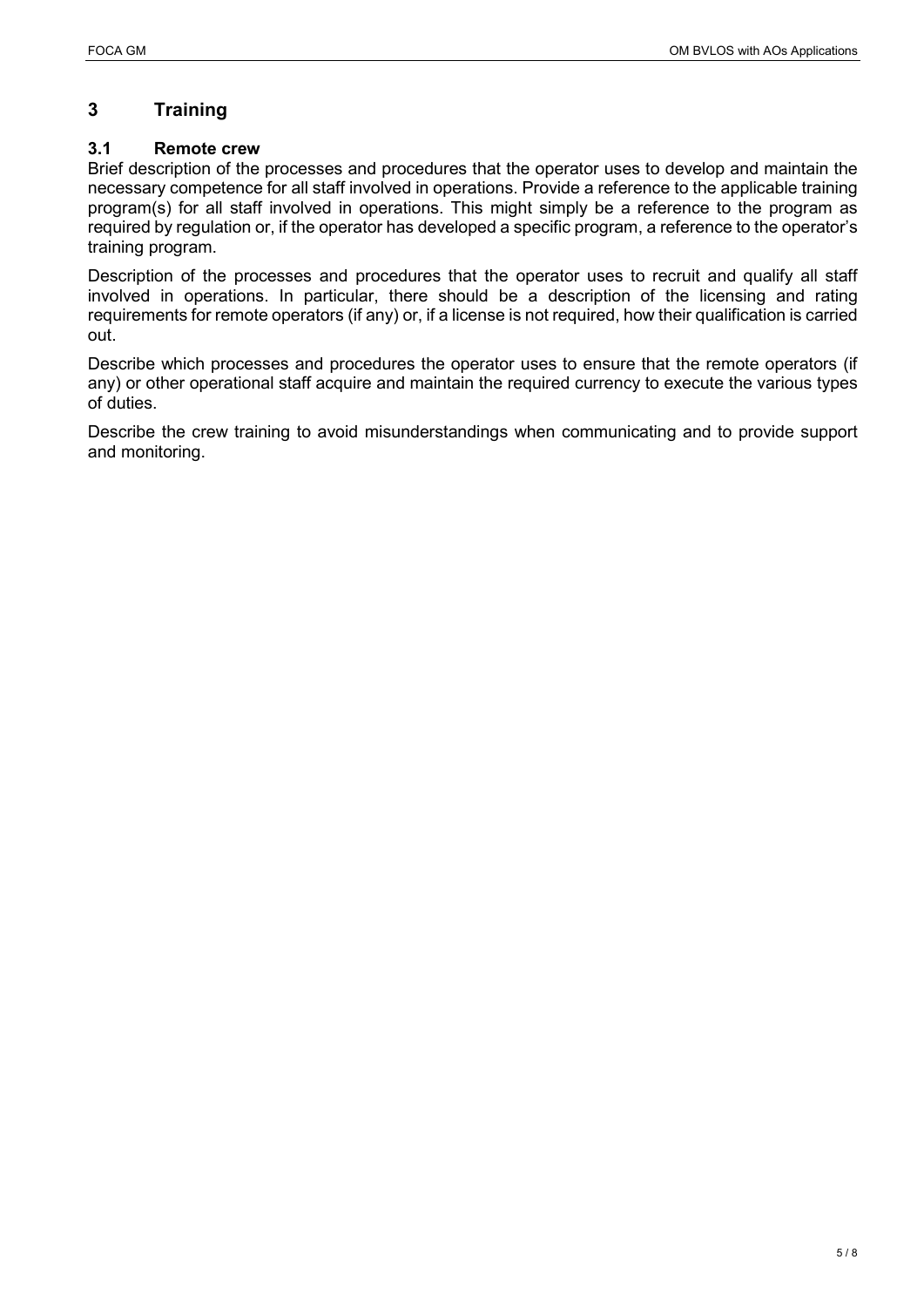# 3 Training

## 3.1 Remote crew

Brief description of the processes and procedures that the operator uses to develop and maintain the necessary competence for all staff involved in operations. Provide a reference to the applicable training program(s) for all staff involved in operations. This might simply be a reference to the program as required by regulation or, if the operator has developed a specific program, a reference to the operator's training program.

Description of the processes and procedures that the operator uses to recruit and qualify all staff involved in operations. In particular, there should be a description of the licensing and rating requirements for remote operators (if any) or, if a license is not required, how their qualification is carried out.

Describe which processes and procedures the operator uses to ensure that the remote operators (if any) or other operational staff acquire and maintain the required currency to execute the various types of duties.

Describe the crew training to avoid misunderstandings when communicating and to provide support and monitoring.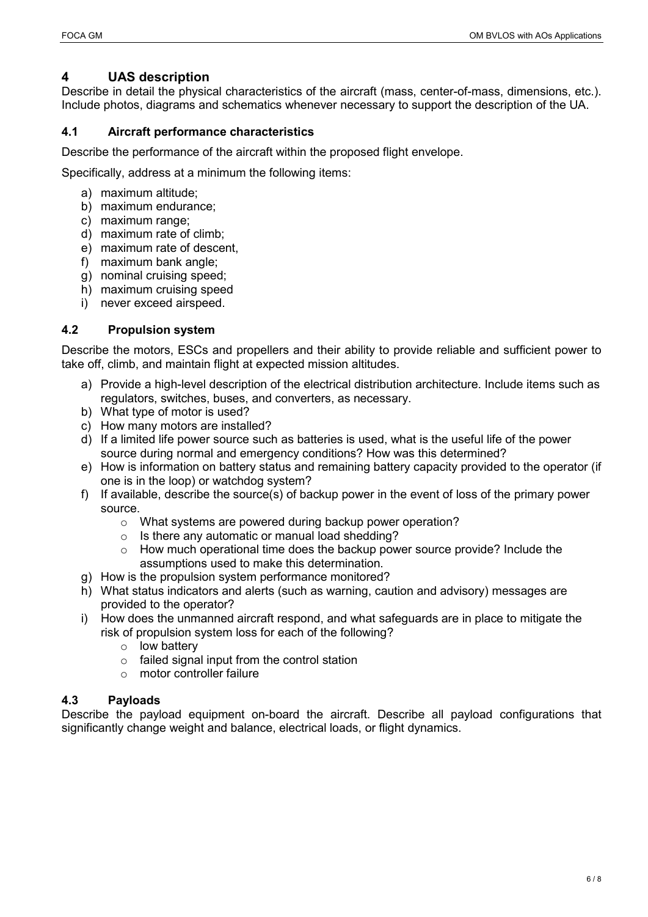# 4 UAS description

Describe in detail the physical characteristics of the aircraft (mass, center-of-mass, dimensions, etc.). Include photos, diagrams and schematics whenever necessary to support the description of the UA.

## 4.1 Aircraft performance characteristics

Describe the performance of the aircraft within the proposed flight envelope.

Specifically, address at a minimum the following items:

a) maximum altitude;
b) maximum endurance;
c) maximum range;
d) maximum rate of climb;
e) maximum rate of descent,
f) maximum bank angle;
g) nominal cruising speed;
h) maximum cruising speed
i) never exceed airspeed.

## 4.2 Propulsion system

Describe the motors, ESCs and propellers and their ability to provide reliable and sufficient power to take off, climb, and maintain flight at expected mission altitudes.

a) Provide a high-level description of the electrical distribution architecture. Include items such as regulators, switches, buses, and converters, as necessary.
b) What type of motor is used?
c) How many motors are installed?
d) If a limited life power source such as batteries is used, what is the useful life of the power source during normal and emergency conditions? How was this determined?
e) How is information on battery status and remaining battery capacity provided to the operator (if one is in the loop) or watchdog system?
f) If available, describe the source(s) of backup power in the event of loss of the primary power source.
   - What systems are powered during backup power operation?
   - Is there any automatic or manual load shedding?
   - How much operational time does the backup power source provide? Include the assumptions used to make this determination.
g) How is the propulsion system performance monitored?
h) What status indicators and alerts (such as warning, caution and advisory) messages are provided to the operator?
i) How does the unmanned aircraft respond, and what safeguards are in place to mitigate the risk of propulsion system loss for each of the following?
   - low battery
   - failed signal input from the control station
   - motor controller failure

## 4.3 Payloads

Describe the payload equipment on-board the aircraft. Describe all payload configurations that significantly change weight and balance, electrical loads, or flight dynamics.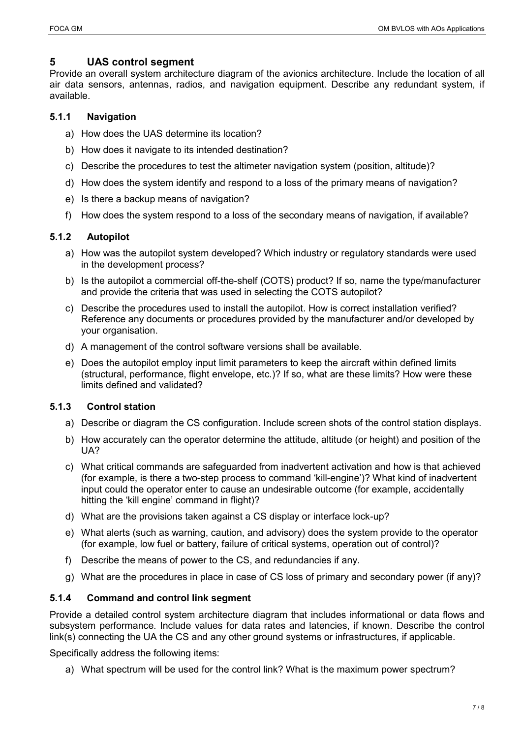# 5 UAS control segment

Provide an overall system architecture diagram of the avionics architecture. Include the location of all air data sensors, antennas, radios, and navigation equipment. Describe any redundant system, if available.

### 5.1.1 Navigation

a) How does the UAS determine its location?

b) How does it navigate to its intended destination?

c) Describe the procedures to test the altimeter navigation system (position, altitude)?

d) How does the system identify and respond to a loss of the primary means of navigation?

e) Is there a backup means of navigation?

f) How does the system respond to a loss of the secondary means of navigation, if available?

### 5.1.2 Autopilot

a) How was the autopilot system developed? Which industry or regulatory standards were used in the development process?

b) Is the autopilot a commercial off-the-shelf (COTS) product? If so, name the type/manufacturer and provide the criteria that was used in selecting the COTS autopilot?

c) Describe the procedures used to install the autopilot. How is correct installation verified? Reference any documents or procedures provided by the manufacturer and/or developed by your organisation.

d) A management of the control software versions shall be available.

e) Does the autopilot employ input limit parameters to keep the aircraft within defined limits (structural, performance, flight envelope, etc.)? If so, what are these limits? How were these limits defined and validated?

### 5.1.3 Control station

a) Describe or diagram the CS configuration. Include screen shots of the control station displays.

b) How accurately can the operator determine the attitude, altitude (or height) and position of the UA?

c) What critical commands are safeguarded from inadvertent activation and how is that achieved (for example, is there a two-step process to command 'kill-engine')? What kind of inadvertent input could the operator enter to cause an undesirable outcome (for example, accidentally hitting the 'kill engine' command in flight)?

d) What are the provisions taken against a CS display or interface lock-up?

e) What alerts (such as warning, caution, and advisory) does the system provide to the operator (for example, low fuel or battery, failure of critical systems, operation out of control)?

f) Describe the means of power to the CS, and redundancies if any.

g) What are the procedures in place in case of CS loss of primary and secondary power (if any)?

### 5.1.4 Command and control link segment

Provide a detailed control system architecture diagram that includes informational or data flows and subsystem performance. Include values for data rates and latencies, if known. Describe the control link(s) connecting the UA the CS and any other ground systems or infrastructures, if applicable.

Specifically address the following items:

a) What spectrum will be used for the control link? What is the maximum power spectrum?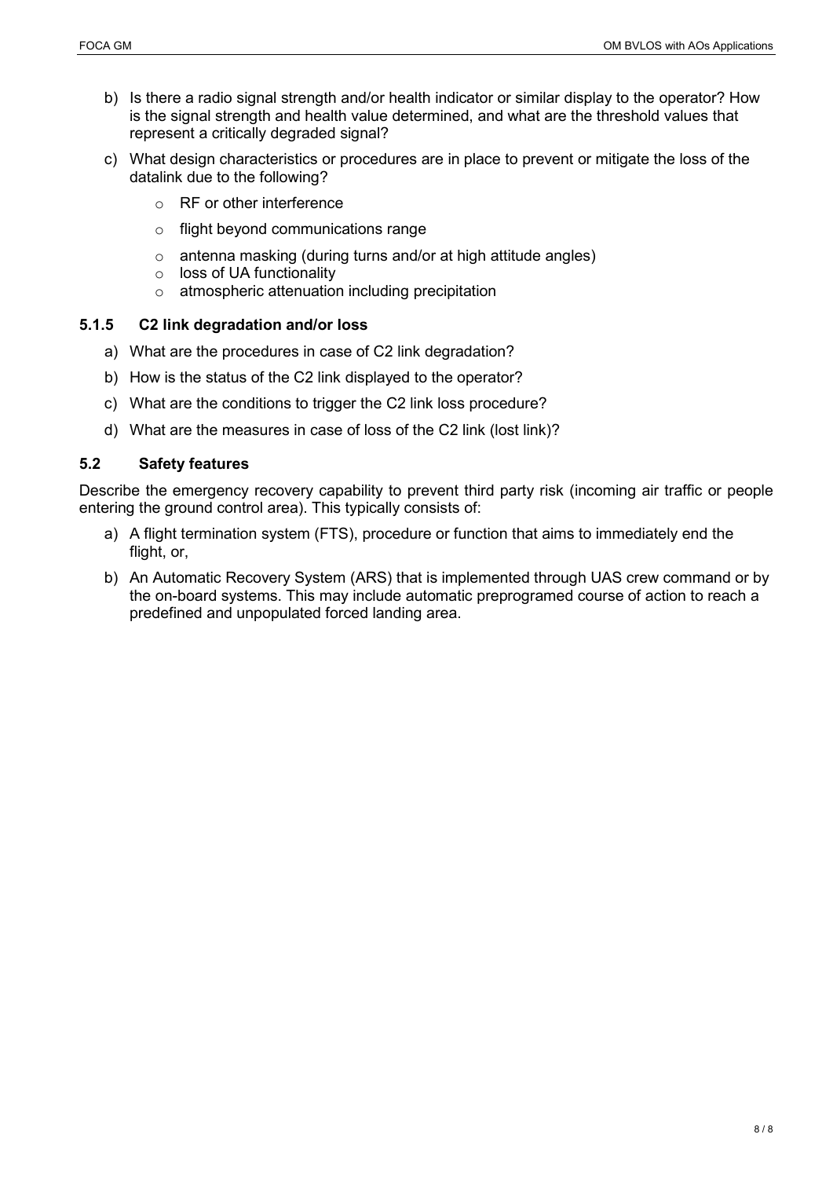b) Is there a radio signal strength and/or health indicator or similar display to the operator? How is the signal strength and health value determined, and what are the threshold values that represent a critically degraded signal?

c) What design characteristics or procedures are in place to prevent or mitigate the loss of the datalink due to the following?

- RF or other interference
- flight beyond communications range
- antenna masking (during turns and/or at high attitude angles)
- loss of UA functionality
- atmospheric attenuation including precipitation

### 5.1.5 C2 link degradation and/or loss

a) What are the procedures in case of C2 link degradation?

b) How is the status of the C2 link displayed to the operator?

c) What are the conditions to trigger the C2 link loss procedure?

d) What are the measures in case of loss of the C2 link (lost link)?

## 5.2 Safety features

Describe the emergency recovery capability to prevent third party risk (incoming air traffic or people entering the ground control area). This typically consists of:

a) A flight termination system (FTS), procedure or function that aims to immediately end the flight, or,

b) An Automatic Recovery System (ARS) that is implemented through UAS crew command or by the on-board systems. This may include automatic preprogramed course of action to reach a predefined and unpopulated forced landing area.